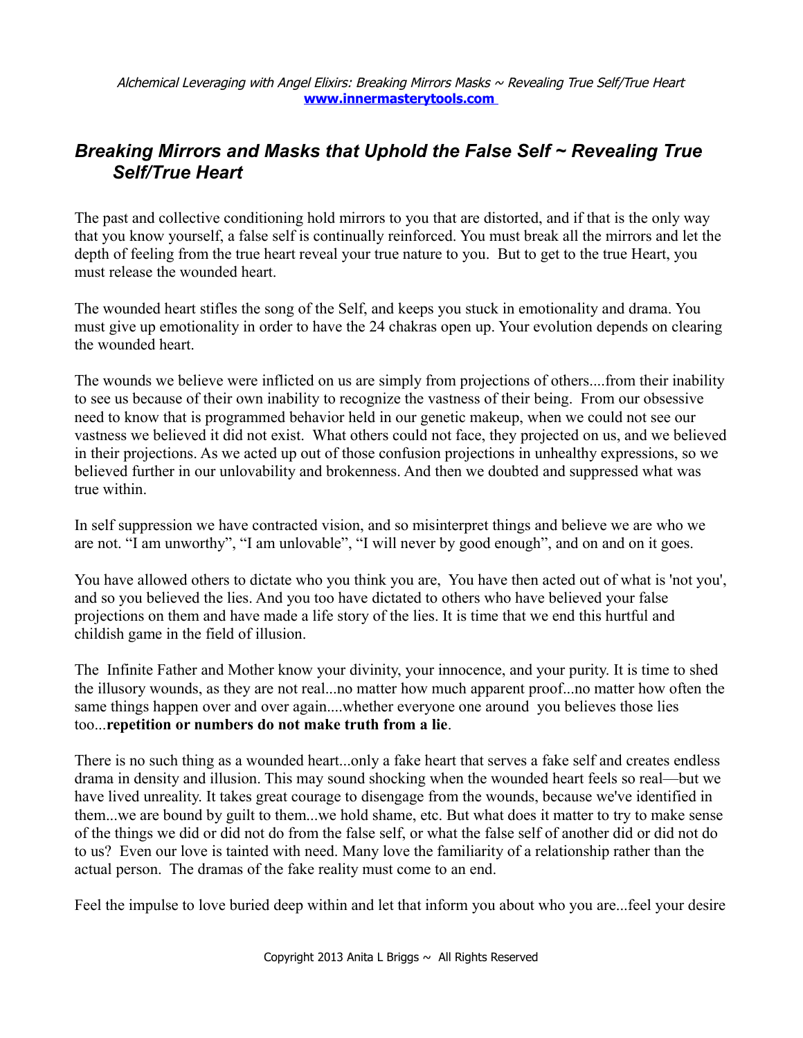## *Breaking Mirrors and Masks that Uphold the False Self ~ Revealing True Self/True Heart*

The past and collective conditioning hold mirrors to you that are distorted, and if that is the only way that you know yourself, a false self is continually reinforced. You must break all the mirrors and let the depth of feeling from the true heart reveal your true nature to you. But to get to the true Heart, you must release the wounded heart.

The wounded heart stifles the song of the Self, and keeps you stuck in emotionality and drama. You must give up emotionality in order to have the 24 chakras open up. Your evolution depends on clearing the wounded heart.

The wounds we believe were inflicted on us are simply from projections of others....from their inability to see us because of their own inability to recognize the vastness of their being. From our obsessive need to know that is programmed behavior held in our genetic makeup, when we could not see our vastness we believed it did not exist. What others could not face, they projected on us, and we believed in their projections. As we acted up out of those confusion projections in unhealthy expressions, so we believed further in our unlovability and brokenness. And then we doubted and suppressed what was true within.

In self suppression we have contracted vision, and so misinterpret things and believe we are who we are not. "I am unworthy", "I am unlovable", "I will never by good enough", and on and on it goes.

You have allowed others to dictate who you think you are, You have then acted out of what is 'not you', and so you believed the lies. And you too have dictated to others who have believed your false projections on them and have made a life story of the lies. It is time that we end this hurtful and childish game in the field of illusion.

The Infinite Father and Mother know your divinity, your innocence, and your purity. It is time to shed the illusory wounds, as they are not real...no matter how much apparent proof...no matter how often the same things happen over and over again....whether everyone one around you believes those lies too...**repetition or numbers do not make truth from a lie**.

There is no such thing as a wounded heart...only a fake heart that serves a fake self and creates endless drama in density and illusion. This may sound shocking when the wounded heart feels so real—but we have lived unreality. It takes great courage to disengage from the wounds, because we've identified in them...we are bound by guilt to them...we hold shame, etc. But what does it matter to try to make sense of the things we did or did not do from the false self, or what the false self of another did or did not do to us? Even our love is tainted with need. Many love the familiarity of a relationship rather than the actual person. The dramas of the fake reality must come to an end.

Feel the impulse to love buried deep within and let that inform you about who you are...feel your desire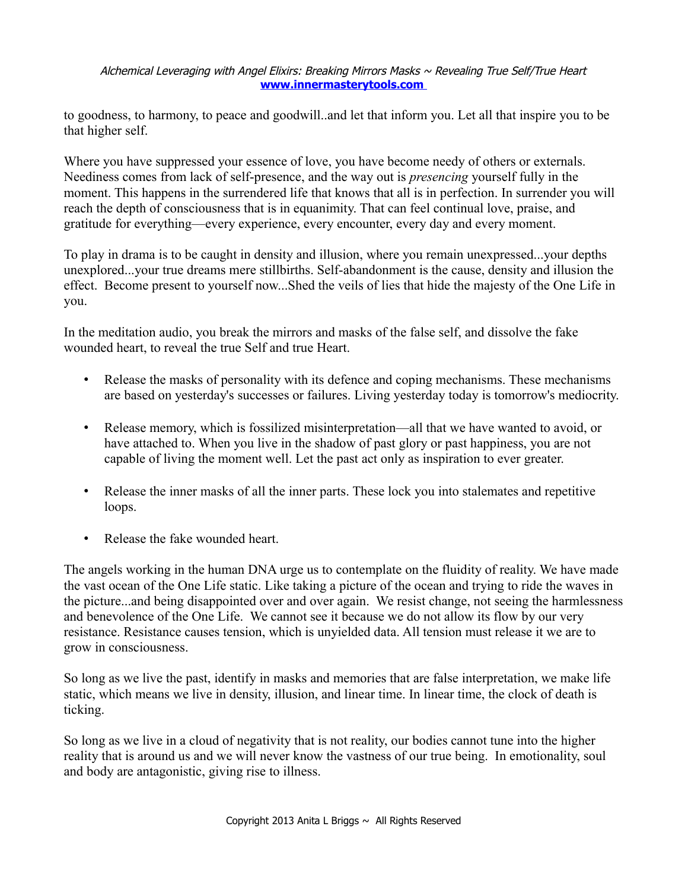to goodness, to harmony, to peace and goodwill..and let that inform you. Let all that inspire you to be that higher self.

Where you have suppressed your essence of love, you have become needy of others or externals. Neediness comes from lack of self-presence, and the way out is *presencing* yourself fully in the moment. This happens in the surrendered life that knows that all is in perfection. In surrender you will reach the depth of consciousness that is in equanimity. That can feel continual love, praise, and gratitude for everything—every experience, every encounter, every day and every moment.

To play in drama is to be caught in density and illusion, where you remain unexpressed...your depths unexplored...your true dreams mere stillbirths. Self-abandonment is the cause, density and illusion the effect. Become present to yourself now...Shed the veils of lies that hide the majesty of the One Life in you.

In the meditation audio, you break the mirrors and masks of the false self, and dissolve the fake wounded heart, to reveal the true Self and true Heart.

- Release the masks of personality with its defence and coping mechanisms. These mechanisms are based on yesterday's successes or failures. Living yesterday today is tomorrow's mediocrity.
- Release memory, which is fossilized misinterpretation—all that we have wanted to avoid, or have attached to. When you live in the shadow of past glory or past happiness, you are not capable of living the moment well. Let the past act only as inspiration to ever greater.
- Release the inner masks of all the inner parts. These lock you into stalemates and repetitive loops.
- Release the fake wounded heart.

The angels working in the human DNA urge us to contemplate on the fluidity of reality. We have made the vast ocean of the One Life static. Like taking a picture of the ocean and trying to ride the waves in the picture...and being disappointed over and over again. We resist change, not seeing the harmlessness and benevolence of the One Life. We cannot see it because we do not allow its flow by our very resistance. Resistance causes tension, which is unyielded data. All tension must release it we are to grow in consciousness.

So long as we live the past, identify in masks and memories that are false interpretation, we make life static, which means we live in density, illusion, and linear time. In linear time, the clock of death is ticking.

So long as we live in a cloud of negativity that is not reality, our bodies cannot tune into the higher reality that is around us and we will never know the vastness of our true being. In emotionality, soul and body are antagonistic, giving rise to illness.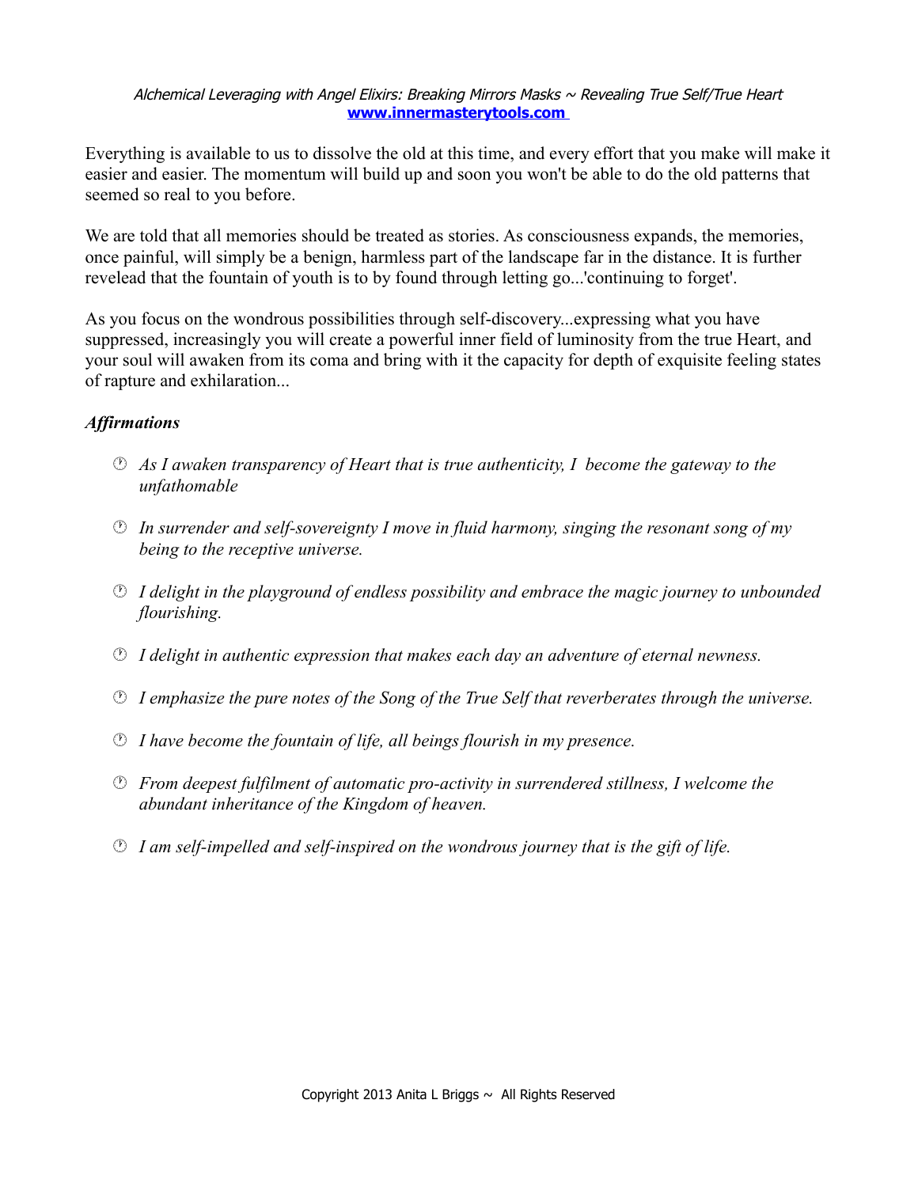Everything is available to us to dissolve the old at this time, and every effort that you make will make it easier and easier. The momentum will build up and soon you won't be able to do the old patterns that seemed so real to you before.

We are told that all memories should be treated as stories. As consciousness expands, the memories, once painful, will simply be a benign, harmless part of the landscape far in the distance. It is further revelead that the fountain of youth is to by found through letting go...'continuing to forget'.

As you focus on the wondrous possibilities through self-discovery...expressing what you have suppressed, increasingly you will create a powerful inner field of luminosity from the true Heart, and your soul will awaken from its coma and bring with it the capacity for depth of exquisite feeling states of rapture and exhilaration...

***Affirmations***

- *As I awaken transparency of Heart that is true authenticity, I become the gateway to the unfathomable*
- *In surrender and self-sovereignty I move in fluid harmony, singing the resonant song of my being to the receptive universe.*
- *I delight in the playground of endless possibility and embrace the magic journey to unbounded flourishing.*
- *I delight in authentic expression that makes each day an adventure of eternal newness.*
- *I emphasize the pure notes of the Song of the True Self that reverberates through the universe.*
- *I have become the fountain of life, all beings flourish in my presence.*
- *From deepest fulfilment of automatic pro-activity in surrendered stillness, I welcome the abundant inheritance of the Kingdom of heaven.*
- *I am self-impelled and self-inspired on the wondrous journey that is the gift of life.*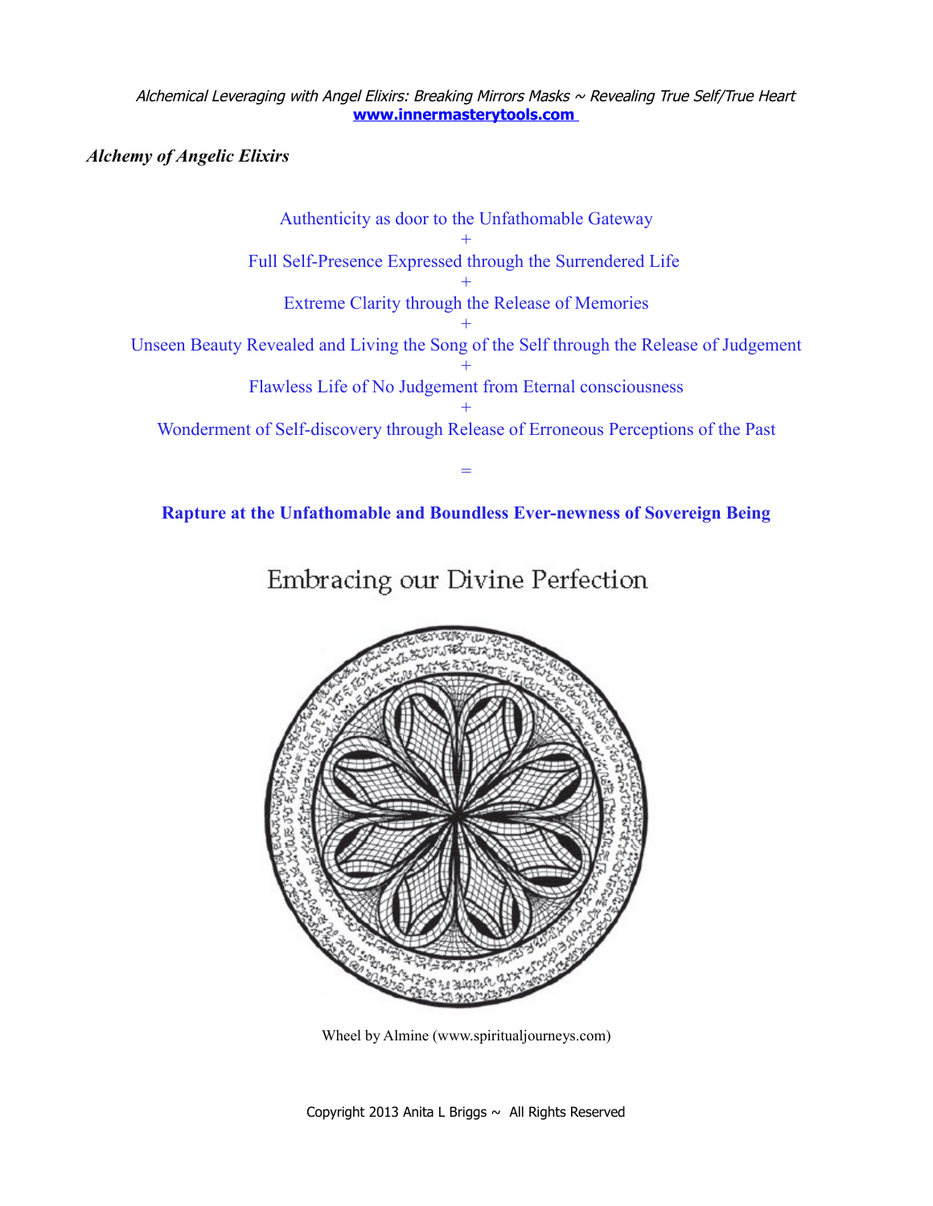*Alchemical Leveraging with Angel Elixirs: Breaking Mirrors Masks ~ Revealing True Self/True Heart*
**www.innermasterytools.com**

***Alchemy of Angelic Elixirs***

Authenticity as door to the Unfathomable Gateway
+
Full Self-Presence Expressed through the Surrendered Life
+
Extreme Clarity through the Release of Memories
+
Unseen Beauty Revealed and Living the Song of the Self through the Release of Judgement
+
Flawless Life of No Judgement from Eternal consciousness
+
Wonderment of Self-discovery through Release of Erroneous Perceptions of the Past

=

**Rapture at the Unfathomable and Boundless Ever-newness of Sovereign Being**

Embracing our Divine Perfection

Wheel by Almine (www.spiritualjourneys.com)

Copyright 2013 Anita L Briggs ~ All Rights Reserved